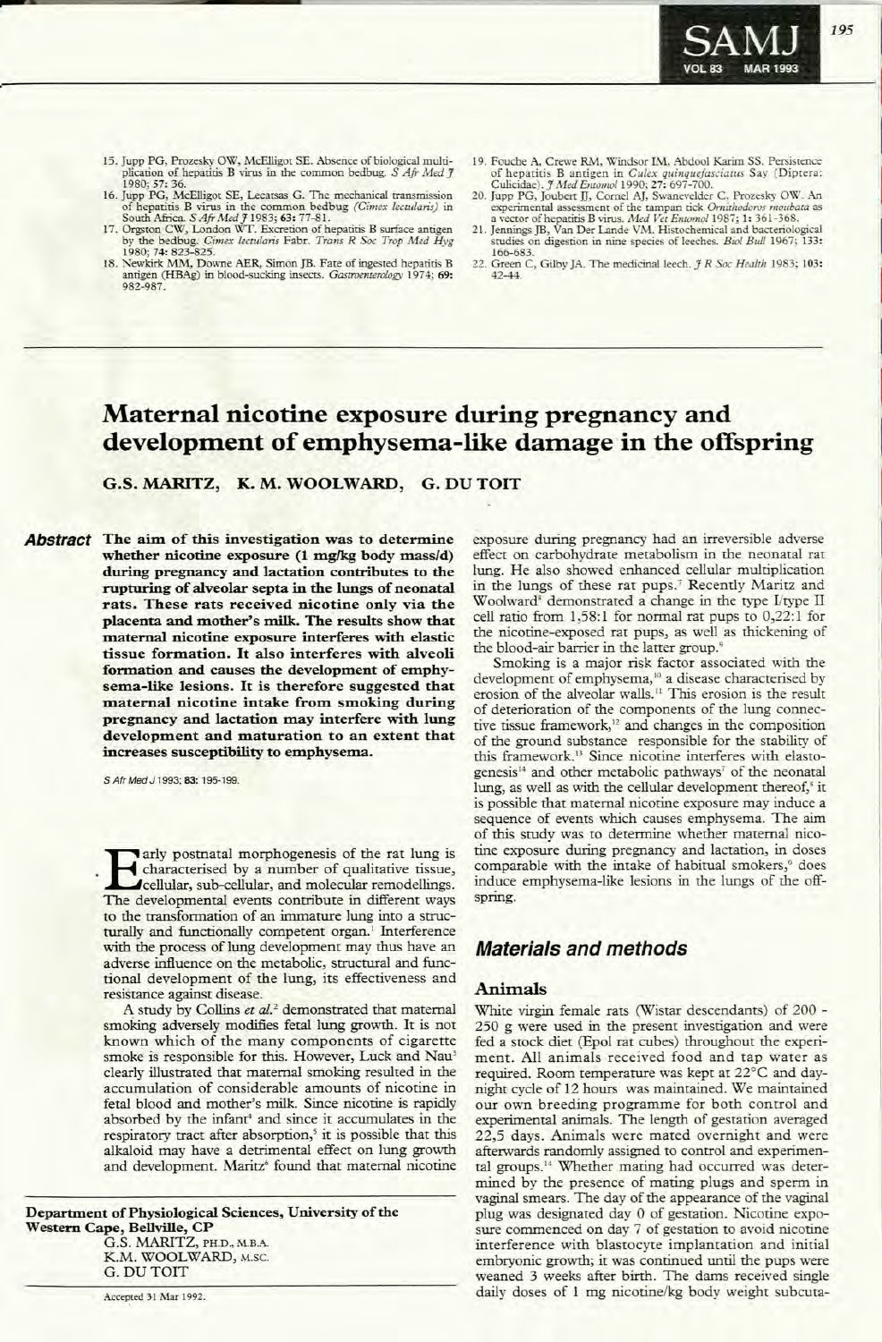15. Jupp PG, Prozesky OW, McElligot SE. Absence of biological multiplication of hepatitis B virus in the common bedbug. *S Afr Med J* 1980; **57:** 36.
16. Jupp PG, McElligot SE, Lecatsas G. The mechanical transmission of hepatitis B virus in the common bedbug (*Cimex lectularis*) in South Africa. *S Afr Med J* 1983; **63:** 77-81.
17. Orgston CW, London WT. Excretion of hepatitis B surface antigen by the bedbug. *Cimex lectularis* Fabr. *Trans R Soc Trop Med Hyg* 1980; **74:** 823-825.
18. Newkirk MM, Downe AER, Simon JB. Fate of ingested hepatitis B antigen (HBAg) in blood-sucking insects. *Gastroenterology* 1974; **69:** 982-987.
19. Fouche A, Crewe RM, Windsor IM, Abdool Karim SS. Persistence of hepatitis B antigen in *Culex quinquefasciatus* Say (Diptera: Culicidae). *J Med Entomol* 1990; **27:** 697-700.
20. Jupp PG, Joubert JJ, Cornel AJ, Swanevelder C, Prozesky OW. An experimental assessment of the tampan tick *Ornithodoros moubata* as a vector of hepatitis B virus. *Med Vet Entomol* 1987; **1:** 361-368.
21. Jennings JB, Van Der Lande VM. Histochemical and bacteriological studies on digestion in nine species of leeches. *Biol Bull* 1967; **133:** 166-683.
22. Green C, Gilby JA. The medicinal leech. *J R Soc Health* 1983; **103:** 42-44.

# Maternal nicotine exposure during pregnancy and development of emphysema-like damage in the offspring

**G.S. MARITZ, K. M. WOOLWARD, G. DU TOIT**

***Abstract*** **The aim of this investigation was to determine whether nicotine exposure (1 mg/kg body mass/d) during pregnancy and lactation contributes to the rupturing of alveolar septa in the lungs of neonatal rats. These rats received nicotine only via the placenta and mother's milk. The results show that maternal nicotine exposure interferes with elastic tissue formation. It also interferes with alveoli formation and causes the development of emphysema-like lesions. It is therefore suggested that maternal nicotine intake from smoking during pregnancy and lactation may interfere with lung development and maturation to an extent that increases susceptibility to emphysema.**

*S Afr Med J* 1993; **83:** 195-199.

Early postnatal morphogenesis of the rat lung is characterised by a number of qualitative tissue, cellular, sub-cellular, and molecular remodellings. The developmental events contribute in different ways to the transformation of an immature lung into a structurally and functionally competent organ.[1] Interference with the process of lung development may thus have an adverse influence on the metabolic, structural and functional development of the lung, its effectiveness and resistance against disease.

A study by Collins *et al.*[2] demonstrated that maternal smoking adversely modifies fetal lung growth. It is not known which of the many components of cigarette smoke is responsible for this. However, Luck and Nau[3] clearly illustrated that maternal smoking resulted in the accumulation of considerable amounts of nicotine in fetal blood and mother's milk. Since nicotine is rapidly absorbed by the infant[4] and since it accumulates in the respiratory tract after absorption,[5] it is possible that this alkaloid may have a detrimental effect on lung growth and development. Maritz[6] found that maternal nicotine exposure during pregnancy had an irreversible adverse effect on carbohydrate metabolism in the neonatal rat lung. He also showed enhanced cellular multiplication in the lungs of these rat pups.[7] Recently Maritz and Woolward[8] demonstrated a change in the type I/type II cell ratio from 1,58:1 for normal rat pups to 0,22:1 for the nicotine-exposed rat pups, as well as thickening of the blood-air barrier in the latter group.[9]

Smoking is a major risk factor associated with the development of emphysema,[10] a disease characterised by erosion of the alveolar walls.[11] This erosion is the result of deterioration of the components of the lung connective tissue framework,[12] and changes in the composition of the ground substance responsible for the stability of this framework.[13] Since nicotine interferes with elastogenesis[14] and other metabolic pathways[7] of the neonatal lung, as well as with the cellular development thereof,[8] it is possible that maternal nicotine exposure may induce a sequence of events which causes emphysema. The aim of this study was to determine whether maternal nicotine exposure during pregnancy and lactation, in doses comparable with the intake of habitual smokers,[9] does induce emphysema-like lesions in the lungs of the offspring.

## Materials and methods

### Animals

White virgin female rats (Wistar descendants) of 200 - 250 g were used in the present investigation and were fed a stock diet (Epol rat cubes) throughout the experiment. All animals received food and tap water as required. Room temperature was kept at 22°C and day-night cycle of 12 hours was maintained. We maintained our own breeding programme for both control and experimental animals. The length of gestation averaged 22,5 days. Animals were mated overnight and were afterwards randomly assigned to control and experimental groups.[14] Whether mating had occurred was determined by the presence of mating plugs and sperm in vaginal smears. The day of the appearance of the vaginal plug was designated day 0 of gestation. Nicotine exposure commenced on day 7 of gestation to avoid nicotine interference with blastocyte implantation and initial embryonic growth; it was continued until the pups were weaned 3 weeks after birth. The dams received single daily doses of 1 mg nicotine/kg body weight subcuta-

**Department of Physiological Sciences, University of the Western Cape, Bellville, CP**
G.S. MARITZ, PH.D., M.B.A.
K.M. WOOLWARD, M.SC.
G. DU TOIT

Accepted 31 Mar 1992.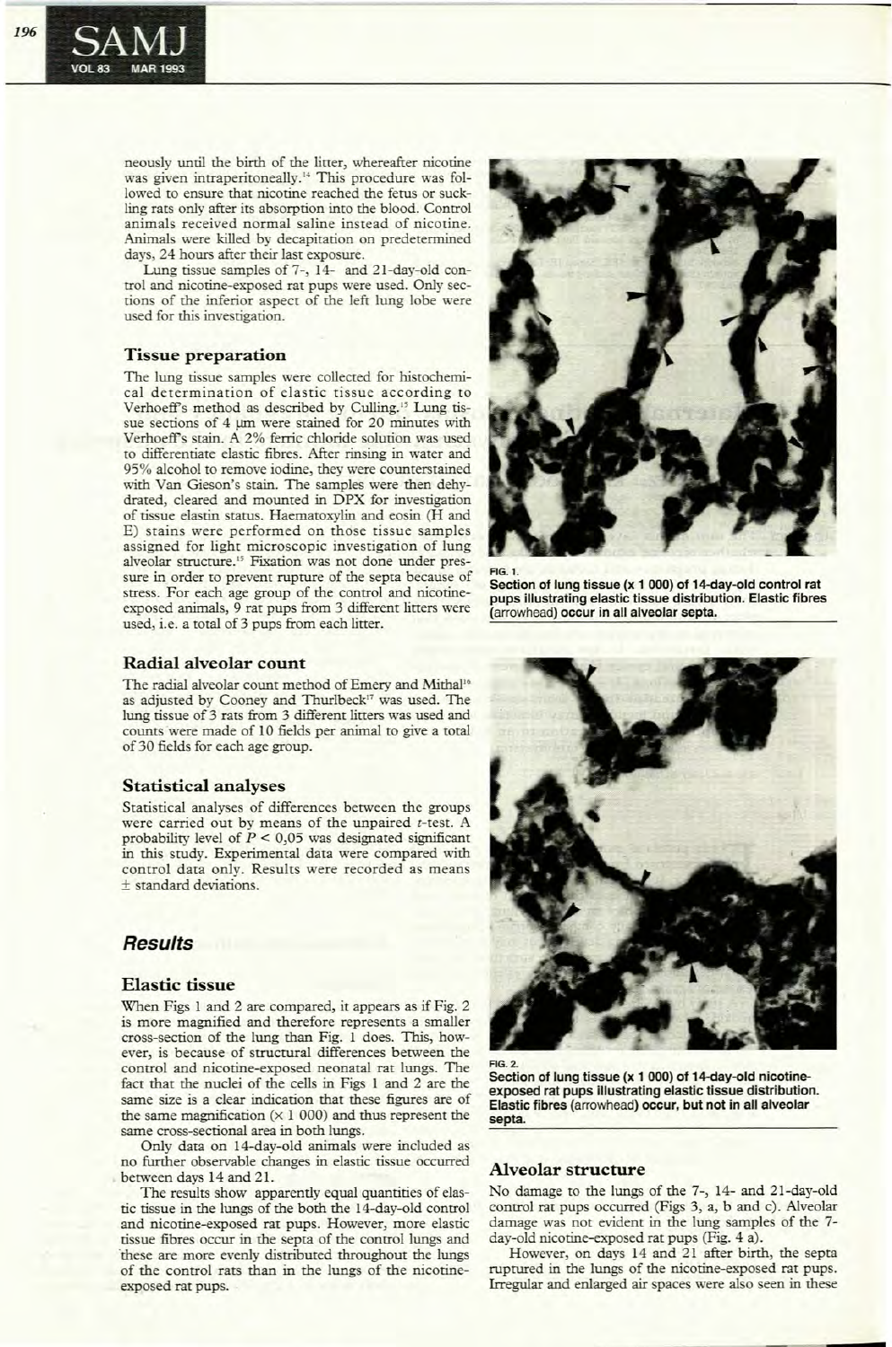neously until the birth of the litter, whereafter nicotine was given intraperitoneally.[14] This procedure was followed to ensure that nicotine reached the fetus or suckling rats only after its absorption into the blood. Control animals received normal saline instead of nicotine. Animals were killed by decapitation on predetermined days, 24 hours after their last exposure.

Lung tissue samples of 7-, 14- and 21-day-old control and nicotine-exposed rat pups were used. Only sections of the inferior aspect of the left lung lobe were used for this investigation.

### Tissue preparation

The lung tissue samples were collected for histochemical determination of elastic tissue according to Verhoeff's method as described by Culling.[15] Lung tissue sections of 4 µm were stained for 20 minutes with Verhoeff's stain. A 2% ferric chloride solution was used to differentiate elastic fibres. After rinsing in water and 95% alcohol to remove iodine, they were counterstained with Van Gieson's stain. The samples were then dehydrated, cleared and mounted in DPX for investigation of tissue elastin status. Haematoxylin and eosin (H and E) stains were performed on those tissue samples assigned for light microscopic investigation of lung alveolar structure.[15] Fixation was not done under pressure in order to prevent rupture of the septa because of stress. For each age group of the control and nicotine-exposed animals, 9 rat pups from 3 different litters were used, i.e. a total of 3 pups from each litter.

### Radial alveolar count

The radial alveolar count method of Emery and Mithal[16] as adjusted by Cooney and Thurlbeck[17] was used. The lung tissue of 3 rats from 3 different litters was used and counts were made of 10 fields per animal to give a total of 30 fields for each age group.

### Statistical analyses

Statistical analyses of differences between the groups were carried out by means of the unpaired *t*-test. A probability level of $P < 0,05$ was designated significant in this study. Experimental data were compared with control data only. Results were recorded as means ± standard deviations.

## Results

### Elastic tissue

When Figs 1 and 2 are compared, it appears as if Fig. 2 is more magnified and therefore represents a smaller cross-section of the lung than Fig. 1 does. This, however, is because of structural differences between the control and nicotine-exposed neonatal rat lungs. The fact that the nuclei of the cells in Figs 1 and 2 are the same size is a clear indication that these figures are of the same magnification (× 1 000) and thus represent the same cross-sectional area in both lungs.

Only data on 14-day-old animals were included as no further observable changes in elastic tissue occurred between days 14 and 21.

The results show apparently equal quantities of elastic tissue in the lungs of the both the 14-day-old control and nicotine-exposed rat pups. However, more elastic tissue fibres occur in the septa of the control lungs and these are more evenly distributed throughout the lungs of the control rats than in the lungs of the nicotine-exposed rat pups.

**FIG. 1.**
**Section of lung tissue (× 1 000) of 14-day-old control rat pups illustrating elastic tissue distribution. Elastic fibres** (arrowhead) **occur in all alveolar septa.**

**FIG. 2.**
**Section of lung tissue (× 1 000) of 14-day-old nicotine-exposed rat pups illustrating elastic tissue distribution. Elastic fibres** (arrowhead) **occur, but not in all alveolar septa.**

### Alveolar structure

No damage to the lungs of the 7-, 14- and 21-day-old control rat pups occurred (Figs 3, a, b and c). Alveolar damage was not evident in the lung samples of the 7-day-old nicotine-exposed rat pups (Fig. 4 a).

However, on days 14 and 21 after birth, the septa ruptured in the lungs of the nicotine-exposed rat pups. Irregular and enlarged air spaces were also seen in these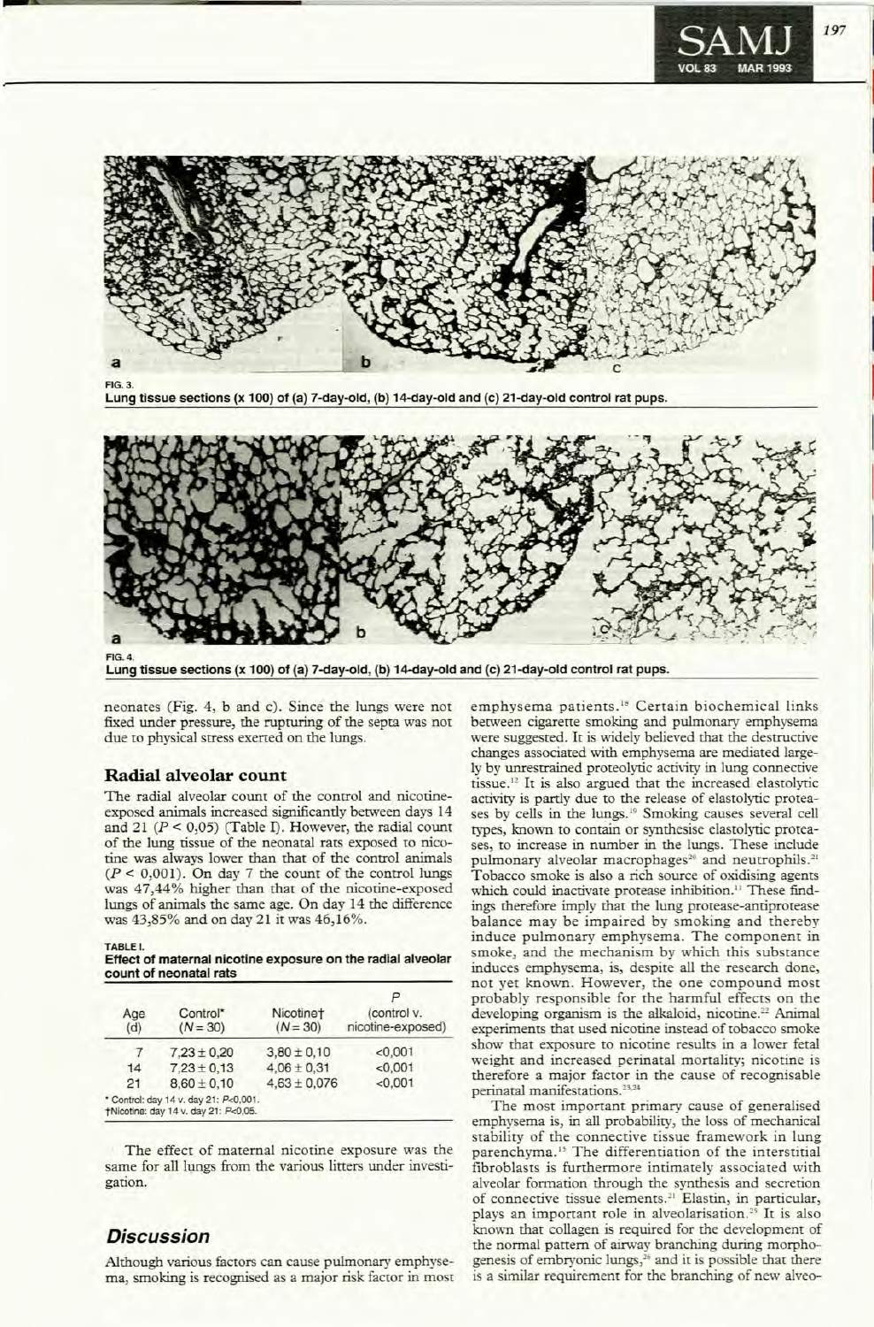FIG. 3.
**Lung tissue sections (x 100) of (a) 7-day-old, (b) 14-day-old and (c) 21-day-old control rat pups.**

FIG. 4.
**Lung tissue sections (x 100) of (a) 7-day-old, (b) 14-day-old and (c) 21-day-old control rat pups.**

neonates (Fig. 4, b and c). Since the lungs were not fixed under pressure, the rupturing of the septa was not due to physical stress exerted on the lungs.

## Radial alveolar count

The radial alveolar count of the control and nicotine-exposed animals increased significantly between days 14 and 21 ($P < 0,05$) (Table I). However, the radial count of the lung tissue of the neonatal rats exposed to nicotine was always lower than that of the control animals ($P < 0,001$). On day 7 the count of the control lungs was 47,44% higher than that of the nicotine-exposed lungs of animals the same age. On day 14 the difference was 43,85% and on day 21 it was 46,16%.

**TABLE I.**
**Effect of maternal nicotine exposure on the radial alveolar count of neonatal rats**

| Age (d) | Control* ($N = 30$) | Nicotine† ($N = 30$) | $P$ (control v. nicotine-exposed) |
|---|---|---|---|
| 7 | 7,23 ± 0,20 | 3,80 ± 0,10 | <0,001 |
| 14 | 7,23 ± 0,13 | 4,06 ± 0,31 | <0,001 |
| 21 | 8,60 ± 0,10 | 4,63 ± 0,076 | <0,001 |

\* Control: day 14 v. day 21: $P<0,001$.
† Nicotine: day 14 v. day 21: $P<0,05$.

The effect of maternal nicotine exposure was the same for all lungs from the various litters under investigation.

## Discussion

Although various factors can cause pulmonary emphysema, smoking is recognised as a major risk factor in most emphysema patients.[18] Certain biochemical links between cigarette smoking and pulmonary emphysema were suggested. It is widely believed that the destructive changes associated with emphysema are mediated largely by unrestrained proteolytic activity in lung connective tissue.[12] It is also argued that the increased elastolytic activity is partly due to the release of elastolytic proteases by cells in the lungs.[19] Smoking causes several cell types, known to contain or synthesise elastolytic proteases, to increase in number in the lungs. These include pulmonary alveolar macrophages[20] and neutrophils.[21] Tobacco smoke is also a rich source of oxidising agents which could inactivate protease inhibition.[11] These findings therefore imply that the lung protease-antiprotease balance may be impaired by smoking and thereby induce pulmonary emphysema. The component in smoke, and the mechanism by which this substance induces emphysema, is, despite all the research done, not yet known. However, the one compound most probably responsible for the harmful effects on the developing organism is the alkaloid, nicotine.[22] Animal experiments that used nicotine instead of tobacco smoke show that exposure to nicotine results in a lower fetal weight and increased perinatal mortality; nicotine is therefore a major factor in the cause of recognisable perinatal manifestations.[23,24]

The most important primary cause of generalised emphysema is, in all probability, the loss of mechanical stability of the connective tissue framework in lung parenchyma.[15] The differentiation of the interstitial fibroblasts is furthermore intimately associated with alveolar formation through the synthesis and secretion of connective tissue elements.[21] Elastin, in particular, plays an important role in alveolarisation.[25] It is also known that collagen is required for the development of the normal pattern of airway branching during morphogenesis of embryonic lungs,[26] and it is possible that there is a similar requirement for the branching of new alveo-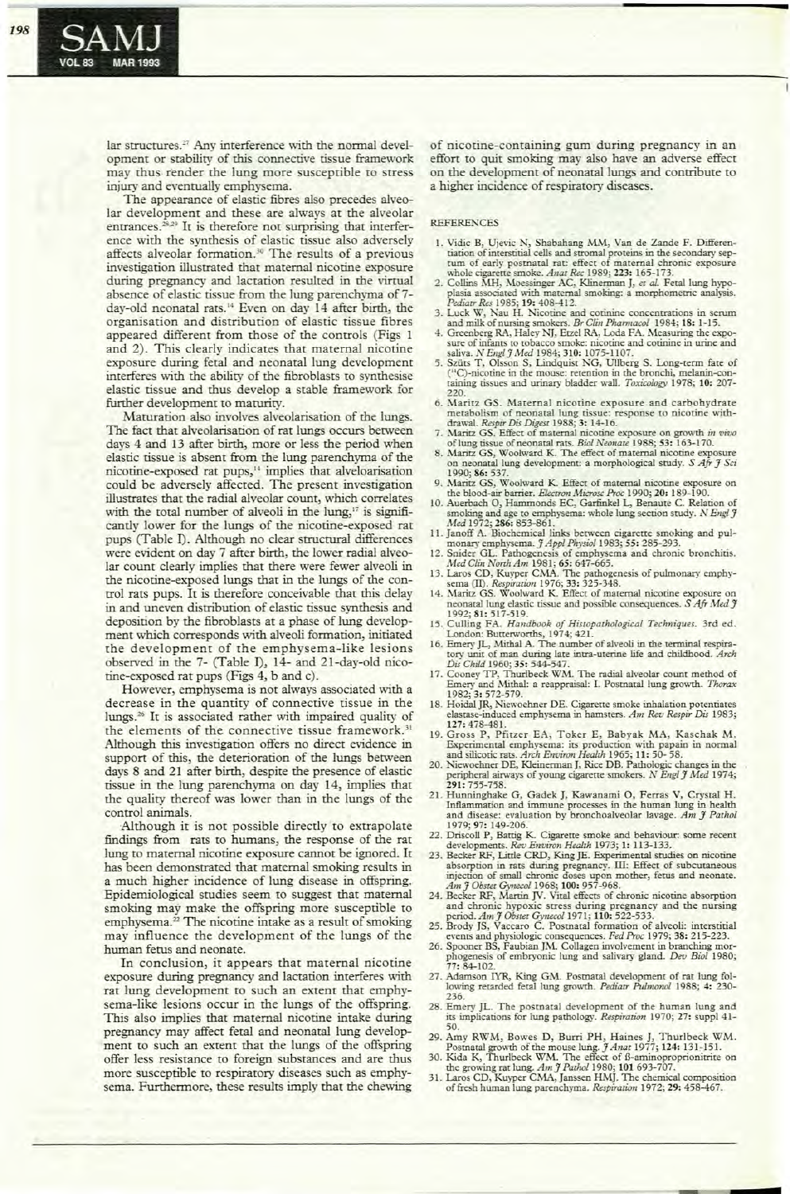lar structures.[27] Any interference with the normal development or stability of this connective tissue framework may thus render the lung more susceptible to stress injury and eventually emphysema.

The appearance of elastic fibres also precedes alveolar development and these are always at the alveolar entrances.[28,29] It is therefore not surprising that interference with the synthesis of elastic tissue also adversely affects alveolar formation.[30] The results of a previous investigation illustrated that maternal nicotine exposure during pregnancy and lactation resulted in the virtual absence of elastic tissue from the lung parenchyma of 7-day-old neonatal rats.[14] Even on day 14 after birth, the organisation and distribution of elastic tissue fibres appeared different from those of the controls (Figs 1 and 2). This clearly indicates that maternal nicotine exposure during fetal and neonatal lung development interferes with the ability of the fibroblasts to synthesise elastic tissue and thus develop a stable framework for further development to maturity.

Maturation also involves alveolarisation of the lungs. The fact that alveolarisation of rat lungs occurs between days 4 and 13 after birth, more or less the period when elastic tissue is absent from the lung parenchyma of the nicotine-exposed rat pups,[14] implies that alveolarisation could be adversely affected. The present investigation illustrates that the radial alveolar count, which correlates with the total number of alveoli in the lung,[17] is significantly lower for the lungs of the nicotine-exposed rat pups (Table I). Although no clear structural differences were evident on day 7 after birth, the lower radial alveolar count clearly implies that there were fewer alveoli in the nicotine-exposed lungs than in the lungs of the control rats pups. It is therefore conceivable that this delay in and uneven distribution of elastic tissue synthesis and deposition by the fibroblasts at a phase of lung development which corresponds with alveoli formation, initiated the development of the emphysema-like lesions observed in the 7- (Table I), 14- and 21-day-old nicotine-exposed rat pups (Figs 4, b and c).

However, emphysema is not always associated with a decrease in the quantity of connective tissue in the lungs.[26] It is associated rather with impaired quality of the elements of the connective tissue framework.[31] Although this investigation offers no direct evidence in support of this, the deterioration of the lungs between days 8 and 21 after birth, despite the presence of elastic tissue in the lung parenchyma on day 14, implies that the quality thereof was lower than in the lungs of the control animals.

Although it is not possible directly to extrapolate findings from rats to humans, the response of the rat lung to maternal nicotine exposure cannot be ignored. It has been demonstrated that maternal smoking results in a much higher incidence of lung disease in offspring. Epidemiological studies seem to suggest that maternal smoking may make the offspring more susceptible to emphysema.[22] The nicotine intake as a result of smoking may influence the development of the lungs of the human fetus and neonate.

In conclusion, it appears that maternal nicotine exposure during pregnancy and lactation interferes with rat lung development to such an extent that emphysema-like lesions occur in the lungs of the offspring. This also implies that maternal nicotine intake during pregnancy may affect fetal and neonatal lung development to such an extent that the lungs of the offspring offer less resistance to foreign substances and are thus more susceptible to respiratory diseases such as emphysema. Furthermore, these results imply that the chewing of nicotine-containing gum during pregnancy in an effort to quit smoking may also have an adverse effect on the development of neonatal lungs and contribute to a higher incidence of respiratory diseases.

## REFERENCES

1. Vidic B, Ujevic N, Shabahang MM, Van de Zande F. Differentiation of interstitial cells and stromal proteins in the secondary septum of early postnatal rat: effect of maternal chronic exposure whole cigarette smoke. *Anat Rec* 1989; **223:** 165-173.
2. Collins MH, Moessinger AC, Klinerman J, *et al.* Fetal lung hypoplasia associated with maternal smoking: a morphometric analysis. *Pediatr Res* 1985; **19:** 408-412.
3. Luck W, Nau H. Nicotine and cotinine concentrations in serum and milk of nursing smokers. *Br Clin Pharmacol* 1984; **18:** 1-15.
4. Greenberg RA, Haley NJ, Etzel RA, Loda FA. Measuring the exposure of infants to tobacco smoke: nicotine and cotinine in urine and saliva. *N Engl J Med* 1984; **310:** 1075-1107.
5. Szüts T, Olsson S, Lindquist NG, Ullberg S. Long-term fate of ($^{14}$C)-nicotine in the mouse: retention in the bronchi, melanin-containing tissues and urinary bladder wall. *Toxicology* 1978; **10:** 207-220.
6. Maritz GS. Maternal nicotine exposure and carbohydrate metabolism of neonatal lung tissue: response to nicotine withdrawal. *Respir Dis Digest* 1988; **3:** 14-16.
7. Maritz GS. Effect of maternal nicotine exposure on growth *in vivo* of lung tissue of neonatal rats. *Biol Neonate* 1988; **53:** 163-170.
8. Maritz GS, Woolward K. The effect of maternal nicotine exposure on neonatal lung development: a morphological study. *S Afr J Sci* 1990; **86:** 537.
9. Maritz GS, Woolward K. Effect of maternal nicotine exposure on the blood-air barrier. *Electron Microsc Proc* 1990; **20:** 189-190.
10. Auerbach O, Hammonds EC, Garfinkel L, Benaute C. Relation of smoking and age to emphysema: whole lung section study. *N Engl J Med* 1972; **286:** 853-861.
11. Janoff A. Biochemical links between cigarette smoking and pulmonary emphysema. *J Appl Physiol* 1983; **55:** 285-293.
12. Snider GL. Pathogenesis of emphysema and chronic bronchitis. *Med Clin North Am* 1981; **65:** 647-665.
13. Laros CD, Kuyper CMA. The pathogenesis of pulmonary emphysema (II). *Respiration* 1976; **33:** 325-348.
14. Maritz GS. Woolward K. Effect of maternal nicotine exposure on neonatal lung elastic tissue and possible consequences. *S Afr Med J* 1992; **81:** 517-519.
15. Culling FA. *Handbook of Histopathological Techniques.* 3rd ed. London: Butterworths, 1974; 421.
16. Emery JL, Mithal A. The number of alveoli in the terminal respiratory unit of man during late intra-uterine life and childhood. *Arch Dis Child* 1960; **35:** 544-547.
17. Cooney TP, Thurlbeck WM. The radial alveolar count method of Emery and Mithal: a reappraisal: I. Postnatal lung growth. *Thorax* 1982; **3:** 572-579.
18. Hoidal JR, Niewoehner DE. Cigarette smoke inhalation potentiates elastase-induced emphysema in hamsters. *Am Rev Respir Dis* 1983; **127:** 478-481.
19. Gross P, Pfitzer EA, Toker E, Babyak MA, Kaschak M. Experimental emphysema: its production with papain in normal and silicotic rats. *Arch Environ Health* 1965; **11:** 50-58.
20. Niewoehner DE, Kleinerman J, Rice DB. Pathologic changes in the peripheral airways of young cigarette smokers. *N Engl J Med* 1974; **291:** 755-758.
21. Hunninghake G, Gadek J, Kawanami O, Ferras V, Crystal H. Inflammation and immune processes in the human lung in health and disease: evaluation by bronchoalveolar lavage. *Am J Pathol* 1979; **97:** 149-206.
22. Driscoll P, Battig K. Cigarette smoke and behaviour: some recent developments. *Rev Environ Health* 1973; **1:** 113-133.
23. Becker RF, Little CRD, King JE. Experimental studies on nicotine absorption in rats during pregnancy. III: Effect of subcutaneous injection of small chronic doses upon mother, fetus and neonate. *Am J Obstet Gynecol* 1968; **100:** 957-968.
24. Becker RF, Martin JV. Vital effects of chronic nicotine absorption and chronic hypoxic stress during pregnancy and the nursing period. *Am J Obstet Gynecol* 1971; **110:** 522-533.
25. Brody JS, Vaccaro C. Postnatal formation of alveoli: interstitial events and physiologic consequences. *Fed Proc* 1979; **38:** 215-223.
26. Spooner BS, Faubian JM. Collagen involvement in branching morphogenesis of embryonic lung and salivary gland. *Dev Biol* 1980; **77:** 84-102.
27. Adamson IYR, King GM. Postnatal development of rat lung following retarded fetal lung growth. *Pediatr Pulmonol* 1988; **4:** 230-236.
28. Emery JL. The postnatal development of the human lung and its implications for lung pathology. *Respiration* 1970; **27:** suppl 41-50.
29. Amy RWM, Bowes D, Burri PH, Haines J, Thurlbeck WM. Postnatal growth of the mouse lung. *J Anat* 1977; **124:** 131-151.
30. Kida K, Thurlbeck WM. The effect of ß-aminoproprionitrile on the growing rat lung. *Am J Pathol* 1980; **101** 693-707.
31. Laros CD, Kuyper CMA, Janssen HMJ. The chemical composition of fresh human lung parenchyma. *Respiration* 1972; **29:** 458-467.